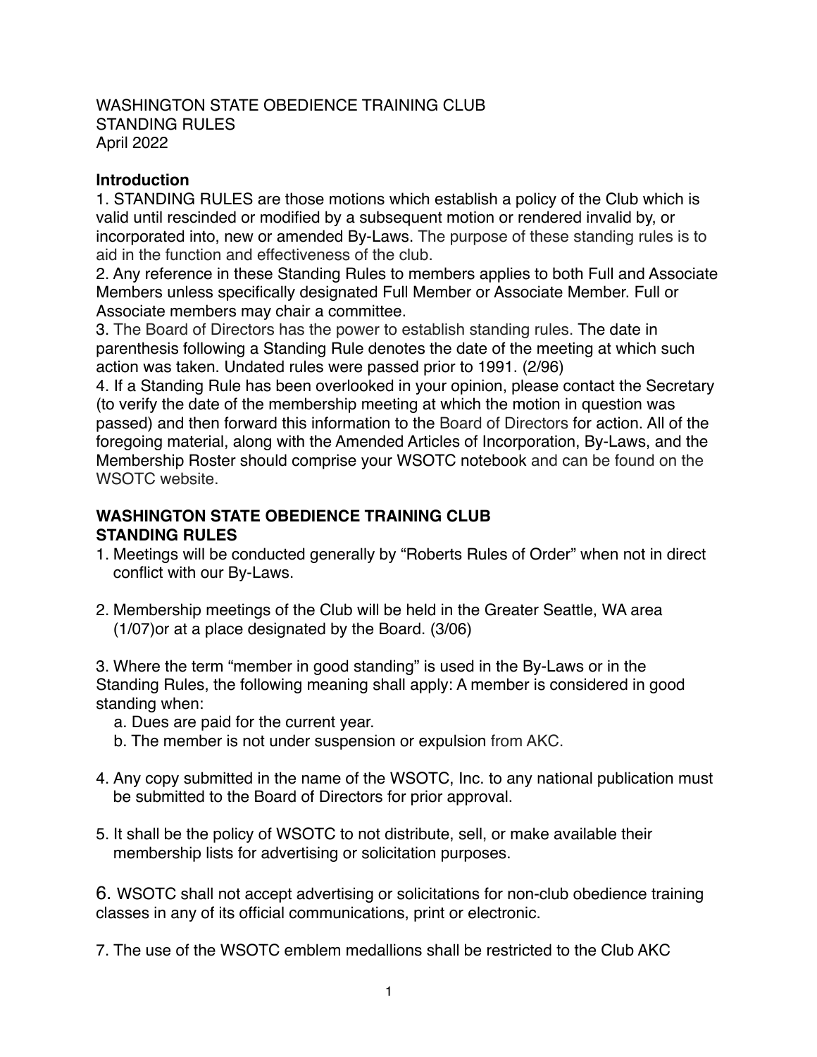WASHINGTON STATE OBEDIENCE TRAINING CLUB
STANDING RULES
April 2022

**Introduction**

1. STANDING RULES are those motions which establish a policy of the Club which is valid until rescinded or modified by a subsequent motion or rendered invalid by, or incorporated into, new or amended By-Laws. The purpose of these standing rules is to aid in the function and effectiveness of the club.
2. Any reference in these Standing Rules to members applies to both Full and Associate Members unless specifically designated Full Member or Associate Member. Full or Associate members may chair a committee.
3. The Board of Directors has the power to establish standing rules. The date in parenthesis following a Standing Rule denotes the date of the meeting at which such action was taken. Undated rules were passed prior to 1991. (2/96)
4. If a Standing Rule has been overlooked in your opinion, please contact the Secretary (to verify the date of the membership meeting at which the motion in question was passed) and then forward this information to the Board of Directors for action. All of the foregoing material, along with the Amended Articles of Incorporation, By-Laws, and the Membership Roster should comprise your WSOTC notebook and can be found on the WSOTC website.

## WASHINGTON STATE OBEDIENCE TRAINING CLUB STANDING RULES

1. Meetings will be conducted generally by "Roberts Rules of Order" when not in direct conflict with our By-Laws.

2. Membership meetings of the Club will be held in the Greater Seattle, WA area (1/07)or at a place designated by the Board. (3/06)

3. Where the term "member in good standing" is used in the By-Laws or in the Standing Rules, the following meaning shall apply: A member is considered in good standing when:
   a. Dues are paid for the current year.
   b. The member is not under suspension or expulsion from AKC.

4. Any copy submitted in the name of the WSOTC, Inc. to any national publication must be submitted to the Board of Directors for prior approval.

5. It shall be the policy of WSOTC to not distribute, sell, or make available their membership lists for advertising or solicitation purposes.

6. WSOTC shall not accept advertising or solicitations for non-club obedience training classes in any of its official communications, print or electronic.

7. The use of the WSOTC emblem medallions shall be restricted to the Club AKC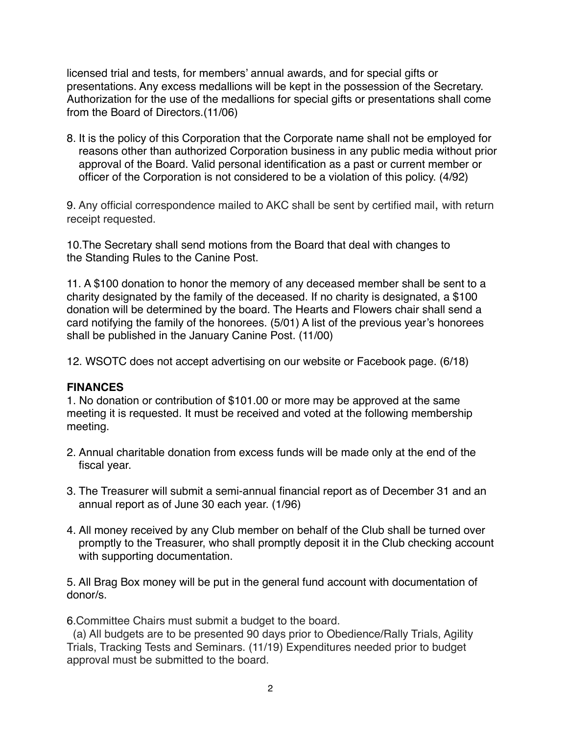licensed trial and tests, for members' annual awards, and for special gifts or presentations. Any excess medallions will be kept in the possession of the Secretary. Authorization for the use of the medallions for special gifts or presentations shall come from the Board of Directors.(11/06)

8. It is the policy of this Corporation that the Corporate name shall not be employed for reasons other than authorized Corporation business in any public media without prior approval of the Board. Valid personal identification as a past or current member or officer of the Corporation is not considered to be a violation of this policy. (4/92)

9. Any official correspondence mailed to AKC shall be sent by certified mail, with return receipt requested.

10.The Secretary shall send motions from the Board that deal with changes to the Standing Rules to the Canine Post.

11. A $100 donation to honor the memory of any deceased member shall be sent to a charity designated by the family of the deceased. If no charity is designated, a $100 donation will be determined by the board. The Hearts and Flowers chair shall send a card notifying the family of the honorees. (5/01) A list of the previous year's honorees shall be published in the January Canine Post. (11/00)

12. WSOTC does not accept advertising on our website or Facebook page. (6/18)

**FINANCES**

1. No donation or contribution of $101.00 or more may be approved at the same meeting it is requested. It must be received and voted at the following membership meeting.

2. Annual charitable donation from excess funds will be made only at the end of the fiscal year.

3. The Treasurer will submit a semi-annual financial report as of December 31 and an annual report as of June 30 each year. (1/96)

4. All money received by any Club member on behalf of the Club shall be turned over promptly to the Treasurer, who shall promptly deposit it in the Club checking account with supporting documentation.

5. All Brag Box money will be put in the general fund account with documentation of donor/s.

6.Committee Chairs must submit a budget to the board.

(a) All budgets are to be presented 90 days prior to Obedience/Rally Trials, Agility Trials, Tracking Tests and Seminars. (11/19) Expenditures needed prior to budget approval must be submitted to the board.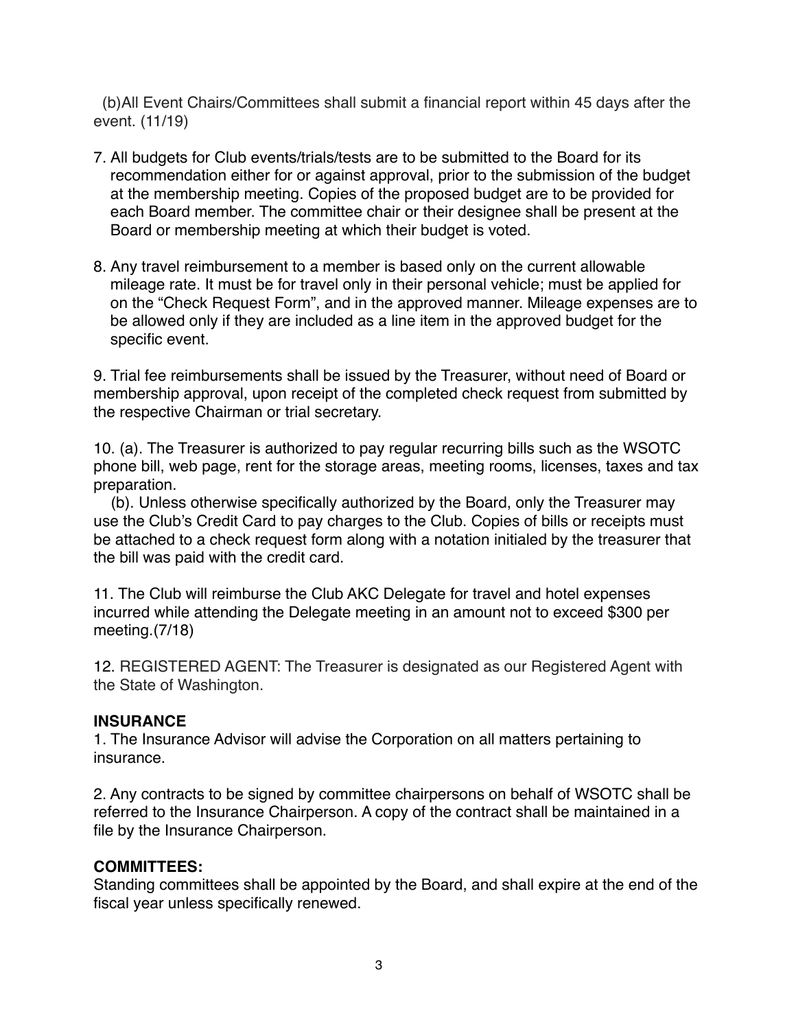(b)All Event Chairs/Committees shall submit a financial report within 45 days after the event. (11/19)

7. All budgets for Club events/trials/tests are to be submitted to the Board for its recommendation either for or against approval, prior to the submission of the budget at the membership meeting. Copies of the proposed budget are to be provided for each Board member. The committee chair or their designee shall be present at the Board or membership meeting at which their budget is voted.

8. Any travel reimbursement to a member is based only on the current allowable mileage rate. It must be for travel only in their personal vehicle; must be applied for on the "Check Request Form", and in the approved manner. Mileage expenses are to be allowed only if they are included as a line item in the approved budget for the specific event.

9. Trial fee reimbursements shall be issued by the Treasurer, without need of Board or membership approval, upon receipt of the completed check request from submitted by the respective Chairman or trial secretary.

10. (a). The Treasurer is authorized to pay regular recurring bills such as the WSOTC phone bill, web page, rent for the storage areas, meeting rooms, licenses, taxes and tax preparation.

(b). Unless otherwise specifically authorized by the Board, only the Treasurer may use the Club's Credit Card to pay charges to the Club. Copies of bills or receipts must be attached to a check request form along with a notation initialed by the treasurer that the bill was paid with the credit card.

11. The Club will reimburse the Club AKC Delegate for travel and hotel expenses incurred while attending the Delegate meeting in an amount not to exceed $300 per meeting.(7/18)

12. REGISTERED AGENT: The Treasurer is designated as our Registered Agent with the State of Washington.

**INSURANCE**

1. The Insurance Advisor will advise the Corporation on all matters pertaining to insurance.

2. Any contracts to be signed by committee chairpersons on behalf of WSOTC shall be referred to the Insurance Chairperson. A copy of the contract shall be maintained in a file by the Insurance Chairperson.

**COMMITTEES:**

Standing committees shall be appointed by the Board, and shall expire at the end of the fiscal year unless specifically renewed.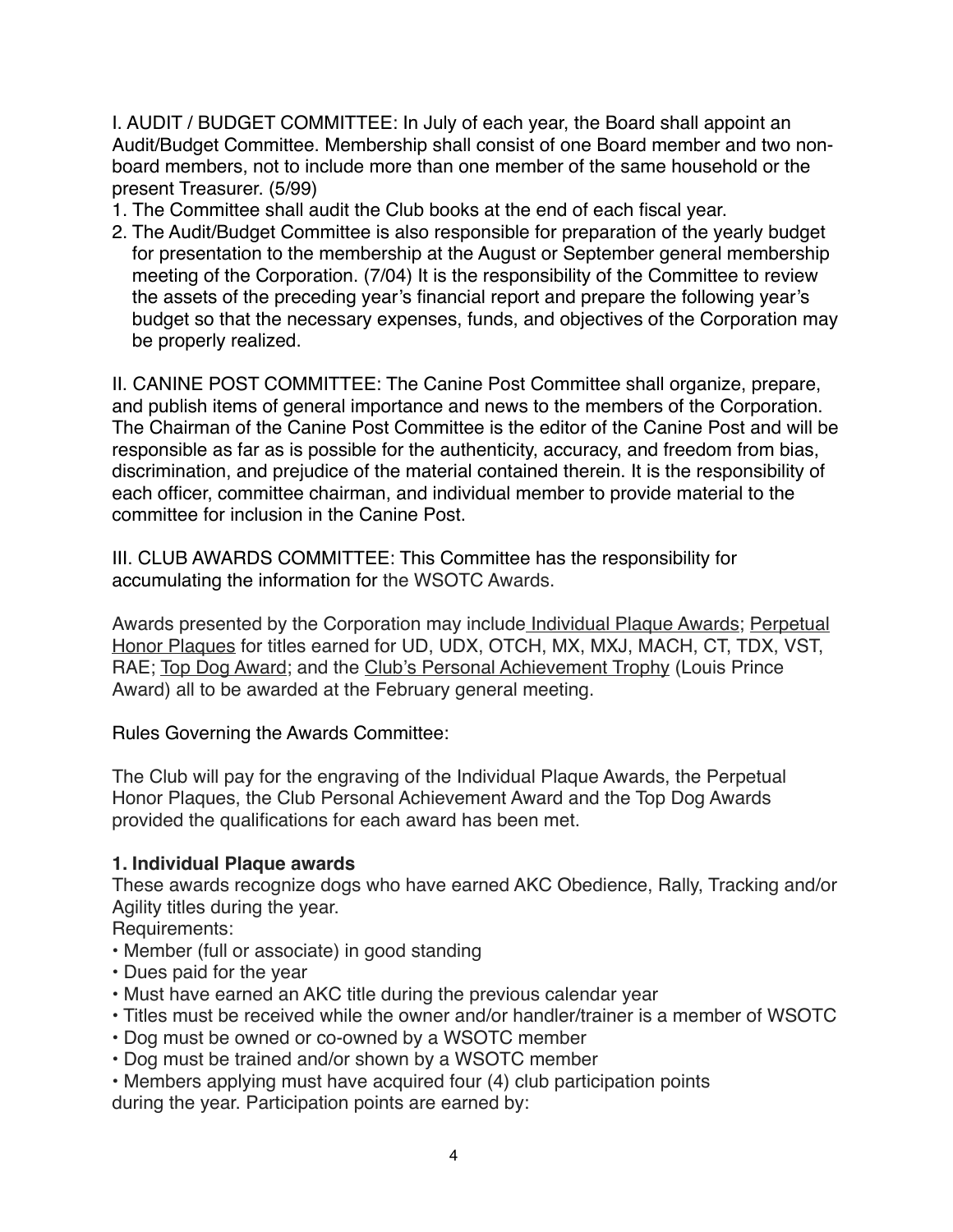I. AUDIT / BUDGET COMMITTEE: In July of each year, the Board shall appoint an Audit/Budget Committee. Membership shall consist of one Board member and two non-board members, not to include more than one member of the same household or the present Treasurer. (5/99)

1. The Committee shall audit the Club books at the end of each fiscal year.
2. The Audit/Budget Committee is also responsible for preparation of the yearly budget for presentation to the membership at the August or September general membership meeting of the Corporation. (7/04) It is the responsibility of the Committee to review the assets of the preceding year's financial report and prepare the following year's budget so that the necessary expenses, funds, and objectives of the Corporation may be properly realized.

II. CANINE POST COMMITTEE: The Canine Post Committee shall organize, prepare, and publish items of general importance and news to the members of the Corporation. The Chairman of the Canine Post Committee is the editor of the Canine Post and will be responsible as far as is possible for the authenticity, accuracy, and freedom from bias, discrimination, and prejudice of the material contained therein. It is the responsibility of each officer, committee chairman, and individual member to provide material to the committee for inclusion in the Canine Post.

III. CLUB AWARDS COMMITTEE: This Committee has the responsibility for accumulating the information for the WSOTC Awards.

Awards presented by the Corporation may include <u>Individual Plaque Awards</u>; <u>Perpetual Honor Plaques</u> for titles earned for UD, UDX, OTCH, MX, MXJ, MACH, CT, TDX, VST, RAE; <u>Top Dog Award</u>; and the <u>Club's Personal Achievement Trophy</u> (Louis Prince Award) all to be awarded at the February general meeting.

Rules Governing the Awards Committee:

The Club will pay for the engraving of the Individual Plaque Awards, the Perpetual Honor Plaques, the Club Personal Achievement Award and the Top Dog Awards provided the qualifications for each award has been met.

**1. Individual Plaque awards**

These awards recognize dogs who have earned AKC Obedience, Rally, Tracking and/or Agility titles during the year.

Requirements:

- Member (full or associate) in good standing
- Dues paid for the year
- Must have earned an AKC title during the previous calendar year
- Titles must be received while the owner and/or handler/trainer is a member of WSOTC
- Dog must be owned or co-owned by a WSOTC member
- Dog must be trained and/or shown by a WSOTC member
- Members applying must have acquired four (4) club participation points during the year. Participation points are earned by: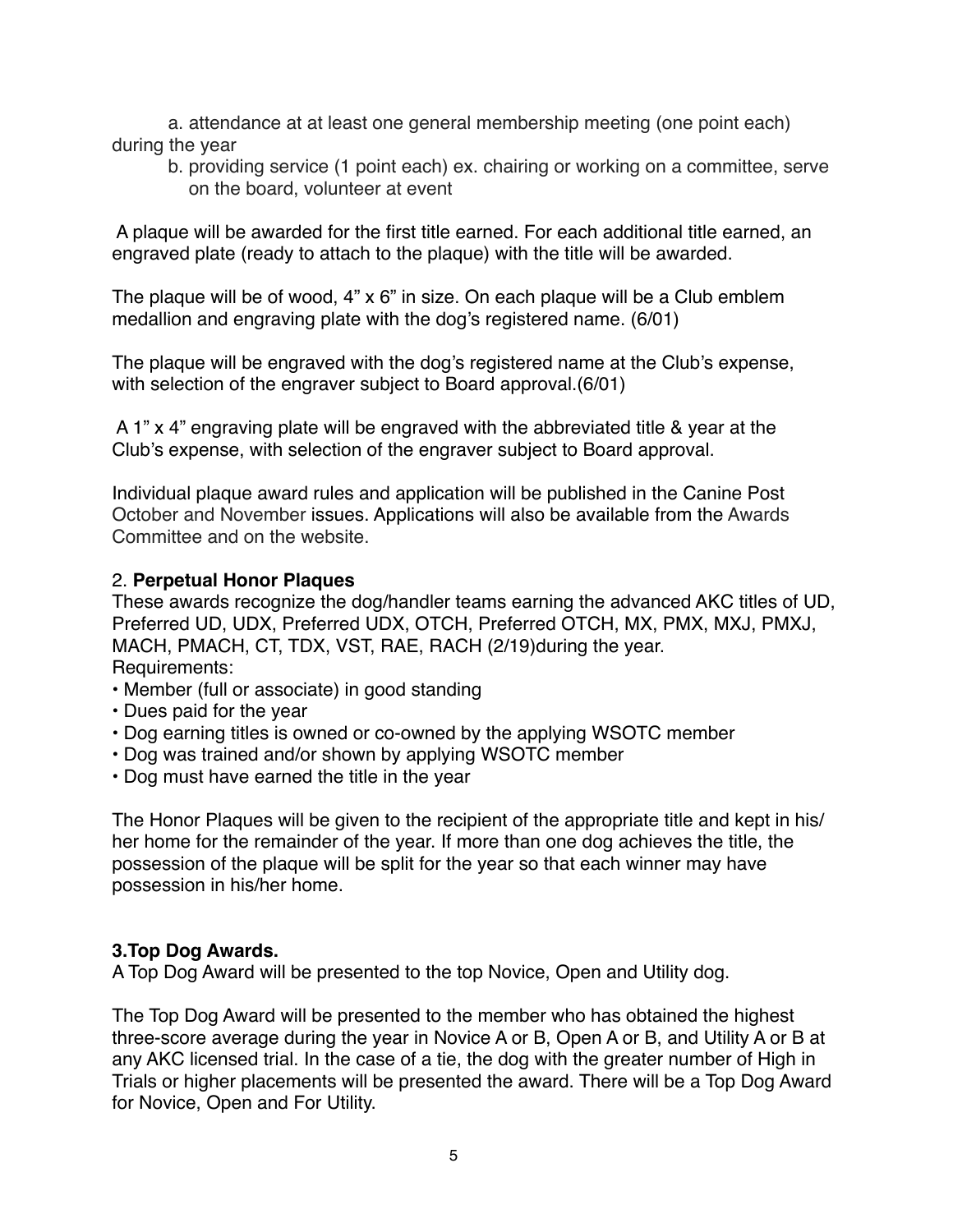a. attendance at at least one general membership meeting (one point each) during the year

b. providing service (1 point each) ex. chairing or working on a committee, serve on the board, volunteer at event

A plaque will be awarded for the first title earned. For each additional title earned, an engraved plate (ready to attach to the plaque) with the title will be awarded.

The plaque will be of wood, 4" x 6" in size. On each plaque will be a Club emblem medallion and engraving plate with the dog's registered name. (6/01)

The plaque will be engraved with the dog's registered name at the Club's expense, with selection of the engraver subject to Board approval.(6/01)

A 1" x 4" engraving plate will be engraved with the abbreviated title & year at the Club's expense, with selection of the engraver subject to Board approval.

Individual plaque award rules and application will be published in the Canine Post October and November issues. Applications will also be available from the Awards Committee and on the website.

2. **Perpetual Honor Plaques**

These awards recognize the dog/handler teams earning the advanced AKC titles of UD, Preferred UD, UDX, Preferred UDX, OTCH, Preferred OTCH, MX, PMX, MXJ, PMXJ, MACH, PMACH, CT, TDX, VST, RAE, RACH (2/19)during the year.

Requirements:

- Member (full or associate) in good standing
- Dues paid for the year
- Dog earning titles is owned or co-owned by the applying WSOTC member
- Dog was trained and/or shown by applying WSOTC member
- Dog must have earned the title in the year

The Honor Plaques will be given to the recipient of the appropriate title and kept in his/her home for the remainder of the year. If more than one dog achieves the title, the possession of the plaque will be split for the year so that each winner may have possession in his/her home.

**3.Top Dog Awards.**

A Top Dog Award will be presented to the top Novice, Open and Utility dog.

The Top Dog Award will be presented to the member who has obtained the highest three-score average during the year in Novice A or B, Open A or B, and Utility A or B at any AKC licensed trial. In the case of a tie, the dog with the greater number of High in Trials or higher placements will be presented the award. There will be a Top Dog Award for Novice, Open and For Utility.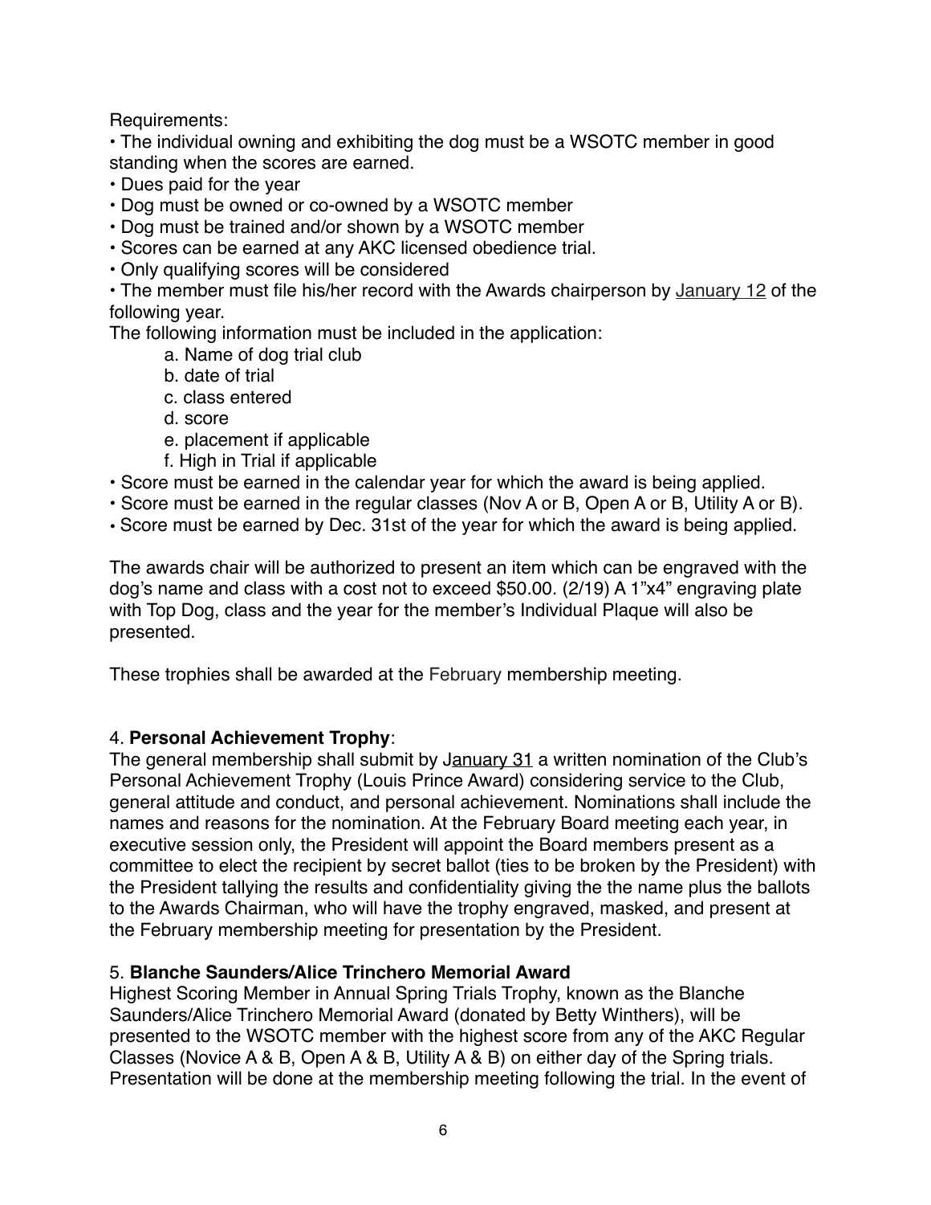Requirements:

- The individual owning and exhibiting the dog must be a WSOTC member in good standing when the scores are earned.
- Dues paid for the year
- Dog must be owned or co-owned by a WSOTC member
- Dog must be trained and/or shown by a WSOTC member
- Scores can be earned at any AKC licensed obedience trial.
- Only qualifying scores will be considered
- The member must file his/her record with the Awards chairperson by January 12 of the following year.

The following information must be included in the application:

a. Name of dog trial club
b. date of trial
c. class entered
d. score
e. placement if applicable
f. High in Trial if applicable

- Score must be earned in the calendar year for which the award is being applied.
- Score must be earned in the regular classes (Nov A or B, Open A or B, Utility A or B).
- Score must be earned by Dec. 31st of the year for which the award is being applied.

The awards chair will be authorized to present an item which can be engraved with the dog's name and class with a cost not to exceed $50.00. (2/19) A 1"x4" engraving plate with Top Dog, class and the year for the member's Individual Plaque will also be presented.

These trophies shall be awarded at the February membership meeting.

4. **Personal Achievement Trophy**:
The general membership shall submit by January 31 a written nomination of the Club's Personal Achievement Trophy (Louis Prince Award) considering service to the Club, general attitude and conduct, and personal achievement. Nominations shall include the names and reasons for the nomination. At the February Board meeting each year, in executive session only, the President will appoint the Board members present as a committee to elect the recipient by secret ballot (ties to be broken by the President) with the President tallying the results and confidentiality giving the the name plus the ballots to the Awards Chairman, who will have the trophy engraved, masked, and present at the February membership meeting for presentation by the President.

5. **Blanche Saunders/Alice Trinchero Memorial Award**
Highest Scoring Member in Annual Spring Trials Trophy, known as the Blanche Saunders/Alice Trinchero Memorial Award (donated by Betty Winthers), will be presented to the WSOTC member with the highest score from any of the AKC Regular Classes (Novice A & B, Open A & B, Utility A & B) on either day of the Spring trials. Presentation will be done at the membership meeting following the trial. In the event of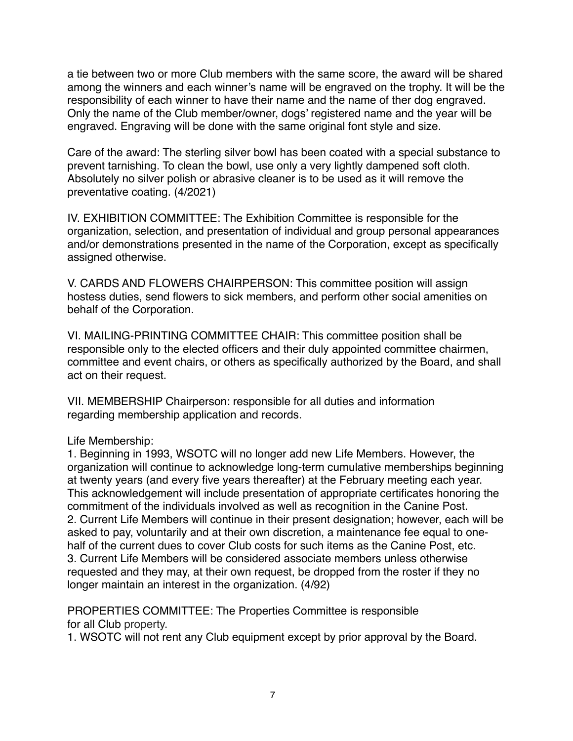a tie between two or more Club members with the same score, the award will be shared among the winners and each winner's name will be engraved on the trophy. It will be the responsibility of each winner to have their name and the name of ther dog engraved. Only the name of the Club member/owner, dogs' registered name and the year will be engraved. Engraving will be done with the same original font style and size.

Care of the award: The sterling silver bowl has been coated with a special substance to prevent tarnishing. To clean the bowl, use only a very lightly dampened soft cloth. Absolutely no silver polish or abrasive cleaner is to be used as it will remove the preventative coating. (4/2021)

IV. EXHIBITION COMMITTEE: The Exhibition Committee is responsible for the organization, selection, and presentation of individual and group personal appearances and/or demonstrations presented in the name of the Corporation, except as specifically assigned otherwise.

V. CARDS AND FLOWERS CHAIRPERSON: This committee position will assign hostess duties, send flowers to sick members, and perform other social amenities on behalf of the Corporation.

VI. MAILING-PRINTING COMMITTEE CHAIR: This committee position shall be responsible only to the elected officers and their duly appointed committee chairmen, committee and event chairs, or others as specifically authorized by the Board, and shall act on their request.

VII. MEMBERSHIP Chairperson: responsible for all duties and information regarding membership application and records.

Life Membership:

1. Beginning in 1993, WSOTC will no longer add new Life Members. However, the organization will continue to acknowledge long-term cumulative memberships beginning at twenty years (and every five years thereafter) at the February meeting each year. This acknowledgement will include presentation of appropriate certificates honoring the commitment of the individuals involved as well as recognition in the Canine Post.
2. Current Life Members will continue in their present designation; however, each will be asked to pay, voluntarily and at their own discretion, a maintenance fee equal to one-half of the current dues to cover Club costs for such items as the Canine Post, etc.
3. Current Life Members will be considered associate members unless otherwise requested and they may, at their own request, be dropped from the roster if they no longer maintain an interest in the organization. (4/92)

PROPERTIES COMMITTEE: The Properties Committee is responsible for all Club property.

1. WSOTC will not rent any Club equipment except by prior approval by the Board.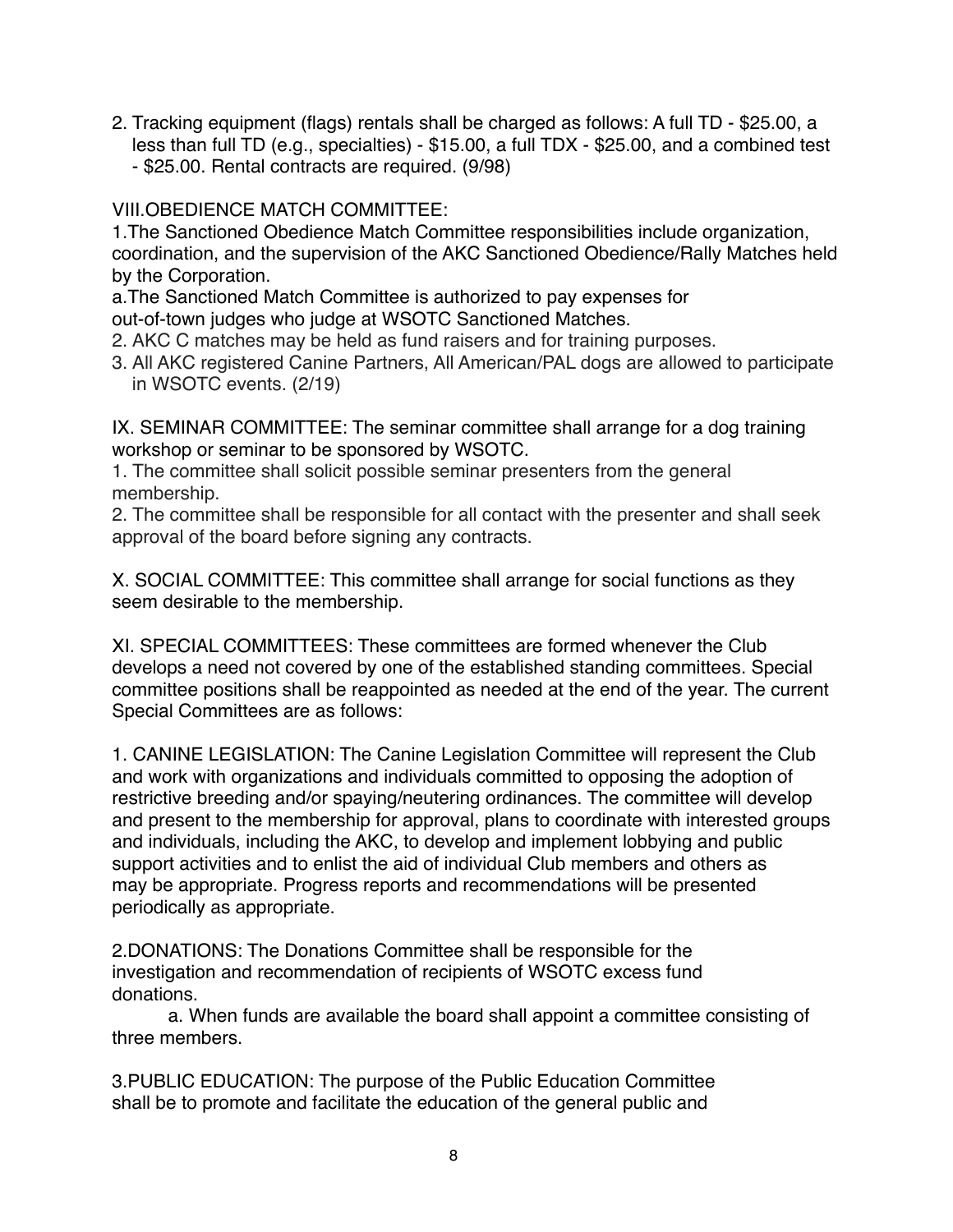2. Tracking equipment (flags) rentals shall be charged as follows: A full TD - $25.00, a less than full TD (e.g., specialties) - $15.00, a full TDX - $25.00, and a combined test - $25.00. Rental contracts are required. (9/98)

VIII.OBEDIENCE MATCH COMMITTEE:

1.The Sanctioned Obedience Match Committee responsibilities include organization, coordination, and the supervision of the AKC Sanctioned Obedience/Rally Matches held by the Corporation.

a.The Sanctioned Match Committee is authorized to pay expenses for out-of-town judges who judge at WSOTC Sanctioned Matches.

2. AKC C matches may be held as fund raisers and for training purposes.
3. All AKC registered Canine Partners, All American/PAL dogs are allowed to participate in WSOTC events. (2/19)

IX. SEMINAR COMMITTEE: The seminar committee shall arrange for a dog training workshop or seminar to be sponsored by WSOTC.

1. The committee shall solicit possible seminar presenters from the general membership.

2. The committee shall be responsible for all contact with the presenter and shall seek approval of the board before signing any contracts.

X. SOCIAL COMMITTEE: This committee shall arrange for social functions as they seem desirable to the membership.

XI. SPECIAL COMMITTEES: These committees are formed whenever the Club develops a need not covered by one of the established standing committees. Special committee positions shall be reappointed as needed at the end of the year. The current Special Committees are as follows:

1. CANINE LEGISLATION: The Canine Legislation Committee will represent the Club and work with organizations and individuals committed to opposing the adoption of restrictive breeding and/or spaying/neutering ordinances. The committee will develop and present to the membership for approval, plans to coordinate with interested groups and individuals, including the AKC, to develop and implement lobbying and public support activities and to enlist the aid of individual Club members and others as may be appropriate. Progress reports and recommendations will be presented periodically as appropriate.

2.DONATIONS: The Donations Committee shall be responsible for the investigation and recommendation of recipients of WSOTC excess fund donations.

a. When funds are available the board shall appoint a committee consisting of three members.

3.PUBLIC EDUCATION: The purpose of the Public Education Committee shall be to promote and facilitate the education of the general public and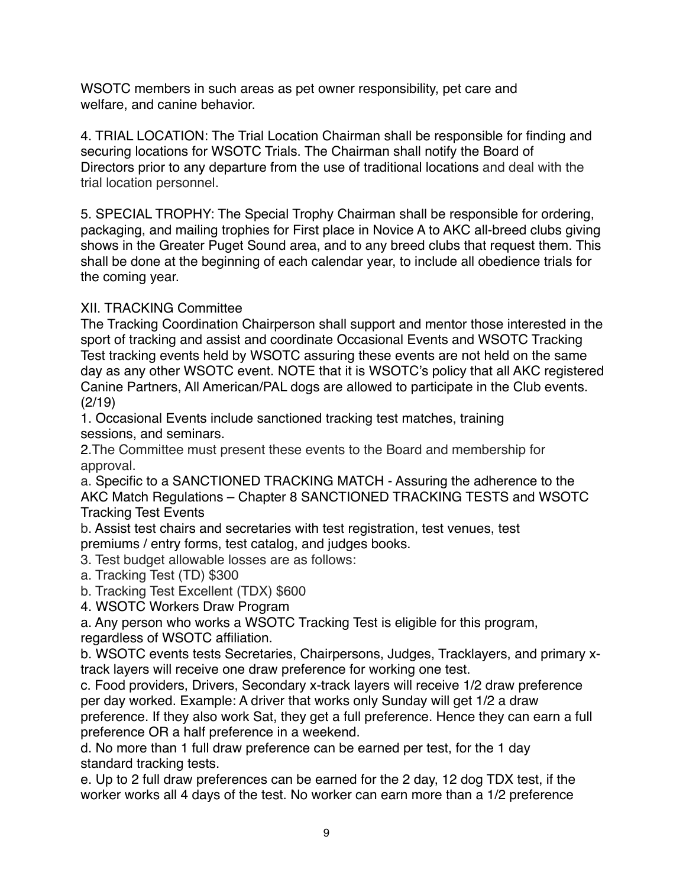WSOTC members in such areas as pet owner responsibility, pet care and welfare, and canine behavior.

4. TRIAL LOCATION: The Trial Location Chairman shall be responsible for finding and securing locations for WSOTC Trials. The Chairman shall notify the Board of Directors prior to any departure from the use of traditional locations and deal with the trial location personnel.

5. SPECIAL TROPHY: The Special Trophy Chairman shall be responsible for ordering, packaging, and mailing trophies for First place in Novice A to AKC all-breed clubs giving shows in the Greater Puget Sound area, and to any breed clubs that request them. This shall be done at the beginning of each calendar year, to include all obedience trials for the coming year.

## XII. TRACKING Committee

The Tracking Coordination Chairperson shall support and mentor those interested in the sport of tracking and assist and coordinate Occasional Events and WSOTC Tracking Test tracking events held by WSOTC assuring these events are not held on the same day as any other WSOTC event. NOTE that it is WSOTC's policy that all AKC registered Canine Partners, All American/PAL dogs are allowed to participate in the Club events. (2/19)

1. Occasional Events include sanctioned tracking test matches, training sessions, and seminars.
2. The Committee must present these events to the Board and membership for approval.
   a. Specific to a SANCTIONED TRACKING MATCH - Assuring the adherence to the AKC Match Regulations – Chapter 8 SANCTIONED TRACKING TESTS and WSOTC Tracking Test Events
   b. Assist test chairs and secretaries with test registration, test venues, test premiums / entry forms, test catalog, and judges books.
3. Test budget allowable losses are as follows:
   a. Tracking Test (TD) $300
   b. Tracking Test Excellent (TDX) $600
4. WSOTC Workers Draw Program
   a. Any person who works a WSOTC Tracking Test is eligible for this program, regardless of WSOTC affiliation.
   b. WSOTC events tests Secretaries, Chairpersons, Judges, Tracklayers, and primary x-track layers will receive one draw preference for working one test.
   c. Food providers, Drivers, Secondary x-track layers will receive 1/2 draw preference per day worked. Example: A driver that works only Sunday will get 1/2 a draw preference. If they also work Sat, they get a full preference. Hence they can earn a full preference OR a half preference in a weekend.
   d. No more than 1 full draw preference can be earned per test, for the 1 day standard tracking tests.
   e. Up to 2 full draw preferences can be earned for the 2 day, 12 dog TDX test, if the worker works all 4 days of the test. No worker can earn more than a 1/2 preference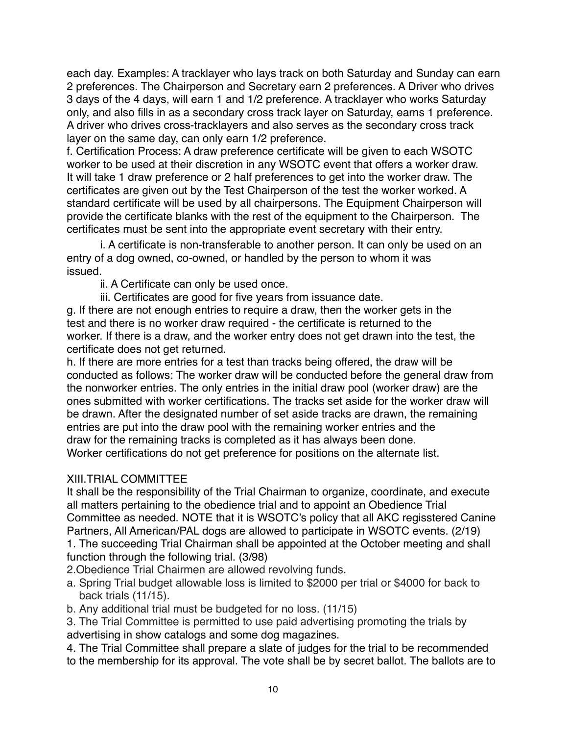each day. Examples: A tracklayer who lays track on both Saturday and Sunday can earn 2 preferences. The Chairperson and Secretary earn 2 preferences. A Driver who drives 3 days of the 4 days, will earn 1 and 1/2 preference. A tracklayer who works Saturday only, and also fills in as a secondary cross track layer on Saturday, earns 1 preference. A driver who drives cross-tracklayers and also serves as the secondary cross track layer on the same day, can only earn 1/2 preference.

f. Certification Process: A draw preference certificate will be given to each WSOTC worker to be used at their discretion in any WSOTC event that offers a worker draw. It will take 1 draw preference or 2 half preferences to get into the worker draw. The certificates are given out by the Test Chairperson of the test the worker worked. A standard certificate will be used by all chairpersons. The Equipment Chairperson will provide the certificate blanks with the rest of the equipment to the Chairperson. The certificates must be sent into the appropriate event secretary with their entry.

i. A certificate is non-transferable to another person. It can only be used on an entry of a dog owned, co-owned, or handled by the person to whom it was issued.

ii. A Certificate can only be used once.

iii. Certificates are good for five years from issuance date.

g. If there are not enough entries to require a draw, then the worker gets in the test and there is no worker draw required - the certificate is returned to the worker. If there is a draw, and the worker entry does not get drawn into the test, the certificate does not get returned.

h. If there are more entries for a test than tracks being offered, the draw will be conducted as follows: The worker draw will be conducted before the general draw from the nonworker entries. The only entries in the initial draw pool (worker draw) are the ones submitted with worker certifications. The tracks set aside for the worker draw will be drawn. After the designated number of set aside tracks are drawn, the remaining entries are put into the draw pool with the remaining worker entries and the draw for the remaining tracks is completed as it has always been done. Worker certifications do not get preference for positions on the alternate list.

## XIII. TRIAL COMMITTEE

It shall be the responsibility of the Trial Chairman to organize, coordinate, and execute all matters pertaining to the obedience trial and to appoint an Obedience Trial Committee as needed. NOTE that it is WSOTC's policy that all AKC regisstered Canine Partners, All American/PAL dogs are allowed to participate in WSOTC events. (2/19)

1. The succeeding Trial Chairman shall be appointed at the October meeting and shall function through the following trial. (3/98)

2. Obedience Trial Chairmen are allowed revolving funds.

a. Spring Trial budget allowable loss is limited to $2000 per trial or $4000 for back to back trials (11/15).

b. Any additional trial must be budgeted for no loss. (11/15)

3. The Trial Committee is permitted to use paid advertising promoting the trials by advertising in show catalogs and some dog magazines.

4. The Trial Committee shall prepare a slate of judges for the trial to be recommended to the membership for its approval. The vote shall be by secret ballot. The ballots are to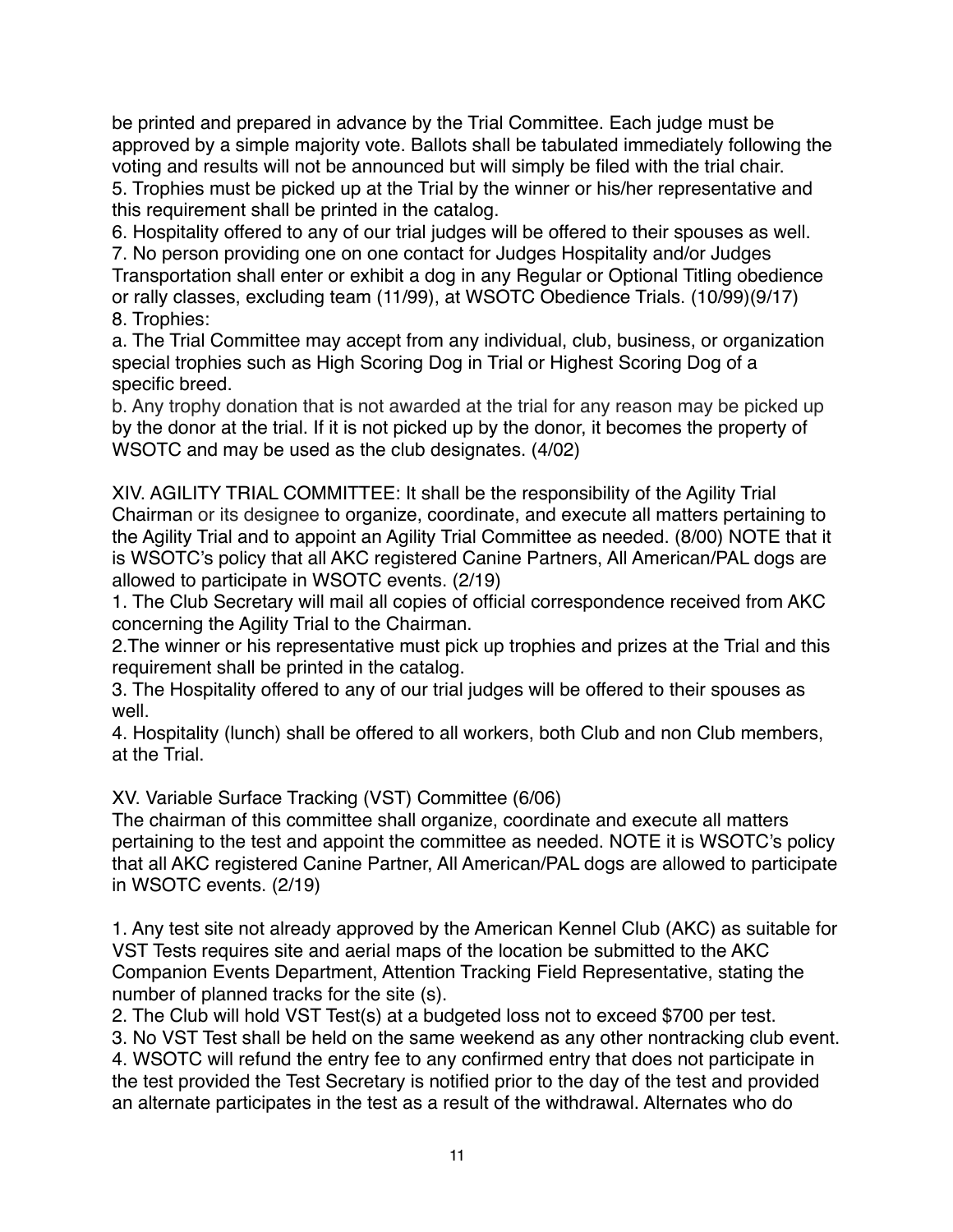be printed and prepared in advance by the Trial Committee. Each judge must be approved by a simple majority vote. Ballots shall be tabulated immediately following the voting and results will not be announced but will simply be filed with the trial chair.

5. Trophies must be picked up at the Trial by the winner or his/her representative and this requirement shall be printed in the catalog.

6. Hospitality offered to any of our trial judges will be offered to their spouses as well.

7. No person providing one on one contact for Judges Hospitality and/or Judges Transportation shall enter or exhibit a dog in any Regular or Optional Titling obedience or rally classes, excluding team (11/99), at WSOTC Obedience Trials. (10/99)(9/17)

8. Trophies:

a. The Trial Committee may accept from any individual, club, business, or organization special trophies such as High Scoring Dog in Trial or Highest Scoring Dog of a specific breed.

b. Any trophy donation that is not awarded at the trial for any reason may be picked up by the donor at the trial. If it is not picked up by the donor, it becomes the property of WSOTC and may be used as the club designates. (4/02)

XIV. AGILITY TRIAL COMMITTEE: It shall be the responsibility of the Agility Trial Chairman or its designee to organize, coordinate, and execute all matters pertaining to the Agility Trial and to appoint an Agility Trial Committee as needed. (8/00) NOTE that it is WSOTC's policy that all AKC registered Canine Partners, All American/PAL dogs are allowed to participate in WSOTC events. (2/19)

1. The Club Secretary will mail all copies of official correspondence received from AKC concerning the Agility Trial to the Chairman.

2.The winner or his representative must pick up trophies and prizes at the Trial and this requirement shall be printed in the catalog.

3. The Hospitality offered to any of our trial judges will be offered to their spouses as well.

4. Hospitality (lunch) shall be offered to all workers, both Club and non Club members, at the Trial.

XV. Variable Surface Tracking (VST) Committee (6/06)

The chairman of this committee shall organize, coordinate and execute all matters pertaining to the test and appoint the committee as needed. NOTE it is WSOTC's policy that all AKC registered Canine Partner, All American/PAL dogs are allowed to participate in WSOTC events. (2/19)

1. Any test site not already approved by the American Kennel Club (AKC) as suitable for VST Tests requires site and aerial maps of the location be submitted to the AKC Companion Events Department, Attention Tracking Field Representative, stating the number of planned tracks for the site (s).

2. The Club will hold VST Test(s) at a budgeted loss not to exceed $700 per test.

3. No VST Test shall be held on the same weekend as any other nontracking club event.

4. WSOTC will refund the entry fee to any confirmed entry that does not participate in the test provided the Test Secretary is notified prior to the day of the test and provided an alternate participates in the test as a result of the withdrawal. Alternates who do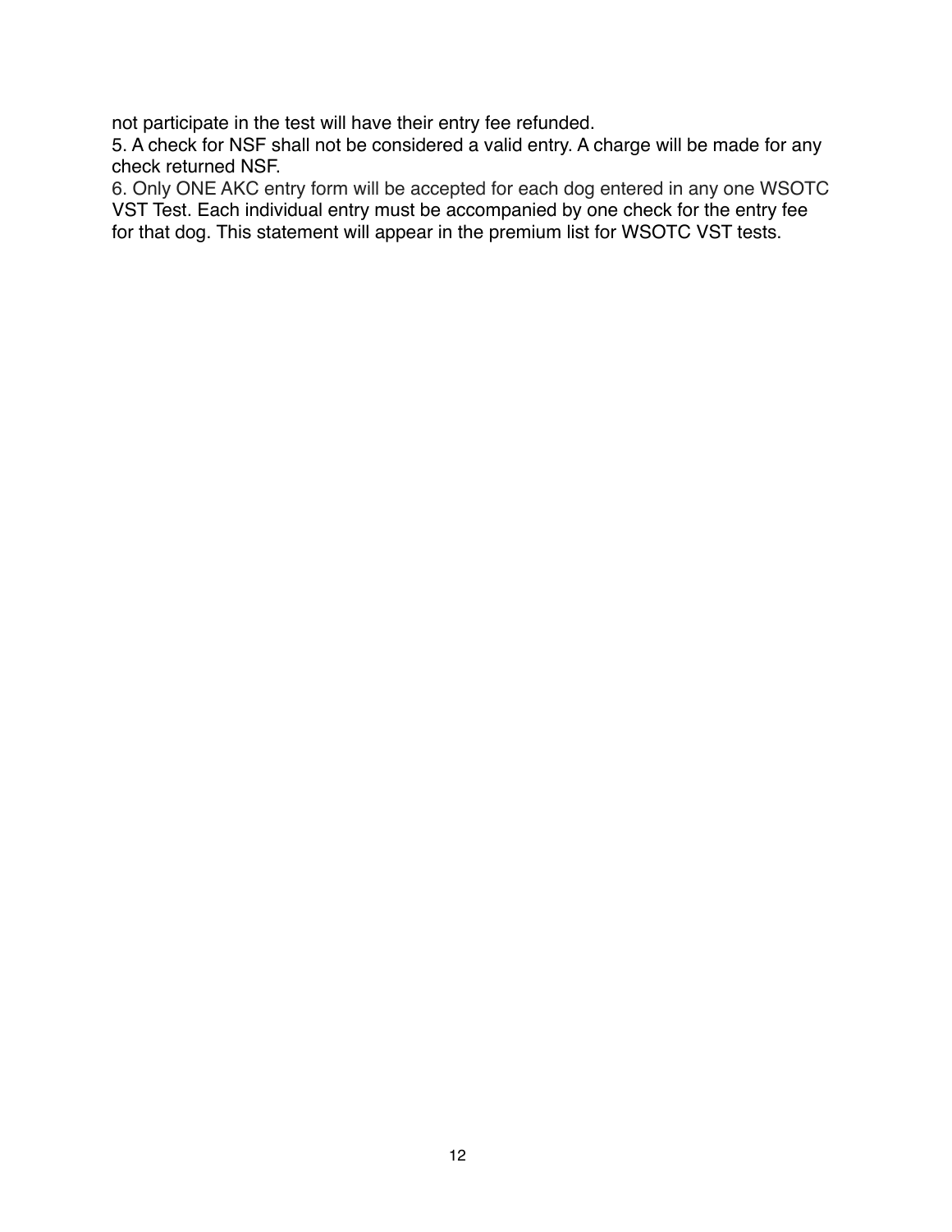not participate in the test will have their entry fee refunded.

5. A check for NSF shall not be considered a valid entry. A charge will be made for any check returned NSF.

6. Only ONE AKC entry form will be accepted for each dog entered in any one WSOTC VST Test. Each individual entry must be accompanied by one check for the entry fee for that dog. This statement will appear in the premium list for WSOTC VST tests.